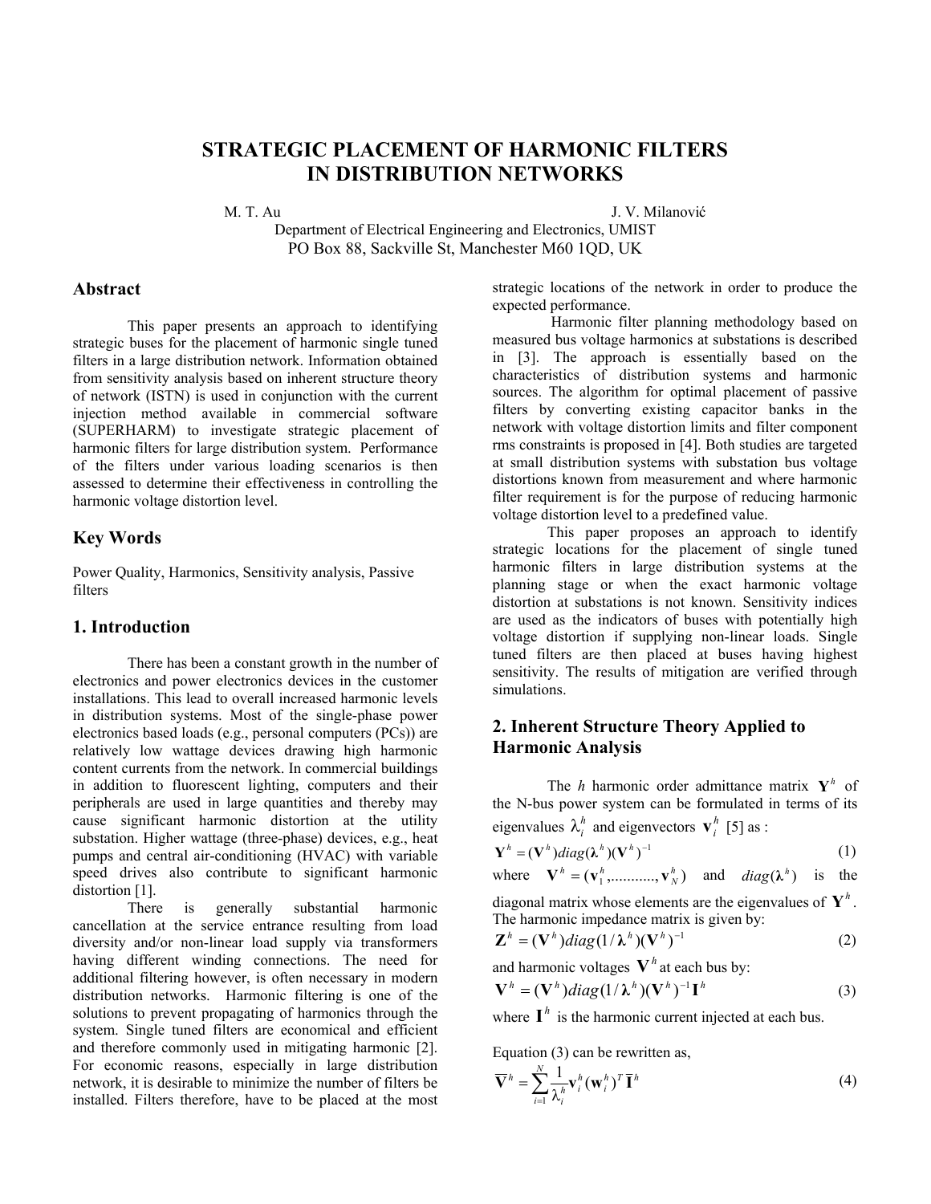# STRATEGIC PLACEMENT OF HARMONIC FILTERS IN DISTRIBUTION NETWORKS

M. T. Au J. V. Milanović

Department of Electrical Engineering and Electronics, UMIST

PO Box 88, Sackville St, Manchester M60 1QD, UK

## Abstract

This paper presents an approach to identifying strategic buses for the placement of harmonic single tuned filters in a large distribution network. Information obtained from sensitivity analysis based on inherent structure theory of network (ISTN) is used in conjunction with the current injection method available in commercial software (SUPERHARM) to investigate strategic placement of harmonic filters for large distribution system. Performance of the filters under various loading scenarios is then assessed to determine their effectiveness in controlling the harmonic voltage distortion level.

## Key Words

Power Quality, Harmonics, Sensitivity analysis, Passive filters

## 1. Introduction

There has been a constant growth in the number of electronics and power electronics devices in the customer installations. This lead to overall increased harmonic levels in distribution systems. Most of the single-phase power electronics based loads (e.g., personal computers (PCs)) are relatively low wattage devices drawing high harmonic content currents from the network. In commercial buildings in addition to fluorescent lighting, computers and their peripherals are used in large quantities and thereby may cause significant harmonic distortion at the utility substation. Higher wattage (three-phase) devices, e.g., heat pumps and central air-conditioning (HVAC) with variable speed drives also contribute to significant harmonic distortion [1].

There is generally substantial harmonic cancellation at the service entrance resulting from load diversity and/or non-linear load supply via transformers having different winding connections. The need for additional filtering however, is often necessary in modern distribution networks. Harmonic filtering is one of the solutions to prevent propagating of harmonics through the system. Single tuned filters are economical and efficient and therefore commonly used in mitigating harmonic [2]. For economic reasons, especially in large distribution network, it is desirable to minimize the number of filters be installed. Filters therefore, have to be placed at the most strategic locations of the network in order to produce the expected performance.

Harmonic filter planning methodology based on measured bus voltage harmonics at substations is described in [3]. The approach is essentially based on the characteristics of distribution systems and harmonic sources. The algorithm for optimal placement of passive filters by converting existing capacitor banks in the network with voltage distortion limits and filter component rms constraints is proposed in [4]. Both studies are targeted at small distribution systems with substation bus voltage distortions known from measurement and where harmonic filter requirement is for the purpose of reducing harmonic voltage distortion level to a predefined value.

This paper proposes an approach to identify strategic locations for the placement of single tuned harmonic filters in large distribution systems at the planning stage or when the exact harmonic voltage distortion at substations is not known. Sensitivity indices are used as the indicators of buses with potentially high voltage distortion if supplying non-linear loads. Single tuned filters are then placed at buses having highest sensitivity. The results of mitigation are verified through simulations.

## 2. Inherent Structure Theory Applied to Harmonic Analysis

The $h$ harmonic order admittance matrix $\mathbf{Y}^h$ of the N-bus power system can be formulated in terms of its eigenvalues $\lambda_i^h$ and eigenvectors $\mathbf{v}_i^h$ [5] as :

$$\mathbf{Y}^h = (\mathbf{V}^h) diag(\boldsymbol{\lambda}^h)(\mathbf{V}^h)^{-1} \tag{1}$$

where $\mathbf{V}^h = (\mathbf{v}_1^h, ..........., \mathbf{v}_N^h)$ and $diag(\boldsymbol{\lambda}^h)$ is the diagonal matrix whose elements are the eigenvalues of $\mathbf{Y}^h$. The harmonic impedance matrix is given by:

$$\mathbf{Z}^h = (\mathbf{V}^h) diag(1/\boldsymbol{\lambda}^h)(\mathbf{V}^h)^{-1} \tag{2}$$

and harmonic voltages $\mathbf{V}^h$ at each bus by:

$$\mathbf{V}^h = (\mathbf{V}^h) diag(1/\boldsymbol{\lambda}^h)(\mathbf{V}^h)^{-1}\mathbf{I}^h \tag{3}$$

where $\mathbf{I}^h$ is the harmonic current injected at each bus.

Equation (3) can be rewritten as,

$$\overline{\mathbf{V}}^h = \sum_{i=1}^{N} \frac{1}{\lambda_i^h} \mathbf{v}_i^h (\mathbf{w}_i^h)^T \overline{\mathbf{I}}^h \tag{4}$$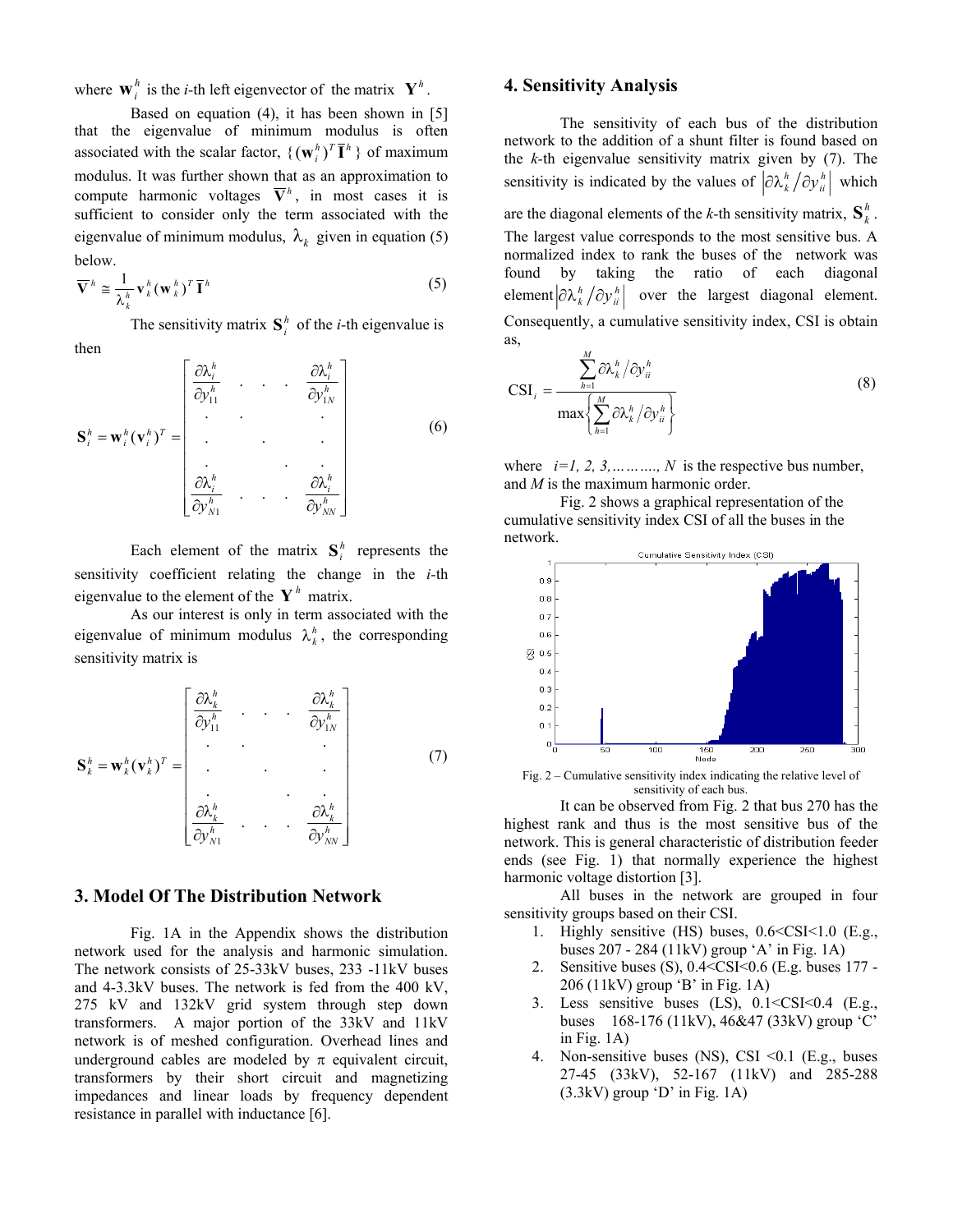where $\mathbf{w}_i^h$ is the *i*-th left eigenvector of the matrix $\mathbf{Y}^h$.

Based on equation (4), it has been shown in [5] that the eigenvalue of minimum modulus is often associated with the scalar factor, $\{(\mathbf{w}_i^h)^T \overline{\mathbf{I}}^h\}$ of maximum modulus. It was further shown that as an approximation to compute harmonic voltages $\overline{\mathbf{V}}^h$, in most cases it is sufficient to consider only the term associated with the eigenvalue of minimum modulus, $\lambda_k$ given in equation (5) below.

$$\overline{\mathbf{V}}^h \cong \frac{1}{\lambda_k^h} \mathbf{v}_k^h (\mathbf{w}_k^h)^T \overline{\mathbf{I}}^h \tag{5}$$

The sensitivity matrix $\mathbf{S}_i^h$ of the *i*-th eigenvalue is then

$$\mathbf{S}_i^h = \mathbf{w}_i^h (\mathbf{v}_i^h)^T = \begin{bmatrix} \frac{\partial \lambda_i^h}{\partial y_{11}^h} & \cdot & \cdot & \cdot & \frac{\partial \lambda_i^h}{\partial y_{1N}^h} \\ \cdot & \cdot & & & \cdot \\ \cdot & & \cdot & & \cdot \\ \cdot & & & \cdot & \cdot \\ \frac{\partial \lambda_i^h}{\partial y_{N1}^h} & \cdot & \cdot & \cdot & \frac{\partial \lambda_i^h}{\partial y_{NN}^h} \end{bmatrix} \tag{6}$$

Each element of the matrix $\mathbf{S}_i^h$ represents the sensitivity coefficient relating the change in the *i*-th eigenvalue to the element of the $\mathbf{Y}^h$ matrix.

As our interest is only in term associated with the eigenvalue of minimum modulus $\lambda_k^h$, the corresponding sensitivity matrix is

$$\mathbf{S}_k^h = \mathbf{w}_k^h (\mathbf{v}_k^h)^T = \begin{bmatrix} \frac{\partial \lambda_k^h}{\partial y_{11}^h} & \cdot & \cdot & \cdot & \frac{\partial \lambda_k^h}{\partial y_{1N}^h} \\ \cdot & \cdot & & & \cdot \\ \cdot & & \cdot & & \cdot \\ \cdot & & & \cdot & \cdot \\ \frac{\partial \lambda_k^h}{\partial y_{N1}^h} & \cdot & \cdot & \cdot & \frac{\partial \lambda_k^h}{\partial y_{NN}^h} \end{bmatrix} \tag{7}$$

## 3. Model Of The Distribution Network

Fig. 1A in the Appendix shows the distribution network used for the analysis and harmonic simulation. The network consists of 25-33kV buses, 233 -11kV buses and 4-3.3kV buses. The network is fed from the 400 kV, 275 kV and 132kV grid system through step down transformers. A major portion of the 33kV and 11kV network is of meshed configuration. Overhead lines and underground cables are modeled by π equivalent circuit, transformers by their short circuit and magnetizing impedances and linear loads by frequency dependent resistance in parallel with inductance [6].

## 4. Sensitivity Analysis

The sensitivity of each bus of the distribution network to the addition of a shunt filter is found based on the *k*-th eigenvalue sensitivity matrix given by (7). The sensitivity is indicated by the values of $\left|\partial \lambda_k^h / \partial y_{ii}^h\right|$ which are the diagonal elements of the *k*-th sensitivity matrix, $\mathbf{S}_k^h$. The largest value corresponds to the most sensitive bus. A normalized index to rank the buses of the network was found by taking the ratio of each diagonal element $\left|\partial \lambda_k^h / \partial y_{ii}^h\right|$ over the largest diagonal element. Consequently, a cumulative sensitivity index, CSI is obtain as,

$$\mathrm{CSI}_i = \frac{\sum_{h=1}^{M} \partial \lambda_k^h / \partial y_{ii}^h}{\max\left\{\sum_{h=1}^{M} \partial \lambda_k^h / \partial y_{ii}^h\right\}} \tag{8}$$

where $i=1, 2, 3, \ldots, N$ is the respective bus number, and $M$ is the maximum harmonic order.

Fig. 2 shows a graphical representation of the cumulative sensitivity index CSI of all the buses in the network.

Fig. 2 – Cumulative sensitivity index indicating the relative level of sensitivity of each bus.

It can be observed from Fig. 2 that bus 270 has the highest rank and thus is the most sensitive bus of the network. This is general characteristic of distribution feeder ends (see Fig. 1) that normally experience the highest harmonic voltage distortion [3].

All buses in the network are grouped in four sensitivity groups based on their CSI.

1. Highly sensitive (HS) buses, 0.6<CSI<1.0 (E.g., buses 207 - 284 (11kV) group 'A' in Fig. 1A)
2. Sensitive buses (S), 0.4<CSI<0.6 (E.g. buses 177 - 206 (11kV) group 'B' in Fig. 1A)
3. Less sensitive buses (LS), 0.1<CSI<0.4 (E.g., buses 168-176 (11kV), 46&47 (33kV) group 'C' in Fig. 1A)
4. Non-sensitive buses (NS), CSI <0.1 (E.g., buses 27-45 (33kV), 52-167 (11kV) and 285-288 (3.3kV) group 'D' in Fig. 1A)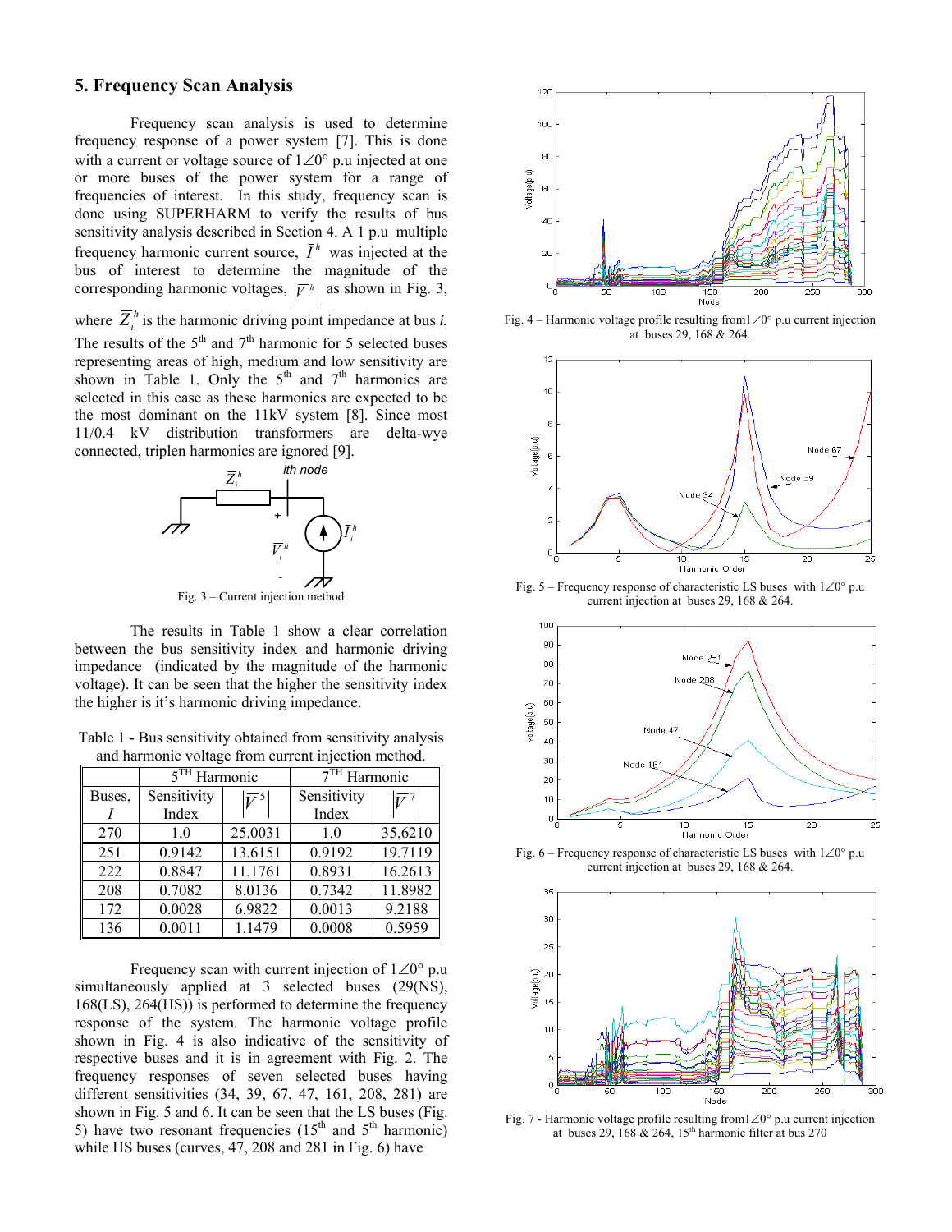## 5. Frequency Scan Analysis

Frequency scan analysis is used to determine frequency response of a power system [7]. This is done with a current or voltage source of $1\angle 0°$ p.u injected at one or more buses of the power system for a range of frequencies of interest. In this study, frequency scan is done using SUPERHARM to verify the results of bus sensitivity analysis described in Section 4. A 1 p.u multiple frequency harmonic current source, $\overline{I}^h$ was injected at the bus of interest to determine the magnitude of the corresponding harmonic voltages, $|\overline{V}^h|$ as shown in Fig. 3, where $\overline{Z}_i^h$ is the harmonic driving point impedance at bus *i.* The results of the 5th and 7th harmonic for 5 selected buses representing areas of high, medium and low sensitivity are shown in Table 1. Only the 5th and 7th harmonics are selected in this case as these harmonics are expected to be the most dominant on the 11kV system [8]. Since most 11/0.4 kV distribution transformers are delta-wye connected, triplen harmonics are ignored [9].

Fig. 3 – Current injection method

The results in Table 1 show a clear correlation between the bus sensitivity index and harmonic driving impedance (indicated by the magnitude of the harmonic voltage). It can be seen that the higher the sensitivity index the higher is it's harmonic driving impedance.

Table 1 - Bus sensitivity obtained from sensitivity analysis and harmonic voltage from current injection method.

| | 5TH Harmonic | | 7TH Harmonic | |
|---|---|---|---|---|
| Buses, $I$ | Sensitivity Index | $\lvert\overline{V}^5\rvert$ | Sensitivity Index | $\lvert\overline{V}^7\rvert$ |
| 270 | 1.0 | 25.0031 | 1.0 | 35.6210 |
| 251 | 0.9142 | 13.6151 | 0.9192 | 19.7119 |
| 222 | 0.8847 | 11.1761 | 0.8931 | 16.2613 |
| 208 | 0.7082 | 8.0136 | 0.7342 | 11.8982 |
| 172 | 0.0028 | 6.9822 | 0.0013 | 9.2188 |
| 136 | 0.0011 | 1.1479 | 0.0008 | 0.5959 |

Frequency scan with current injection of $1\angle 0°$ p.u simultaneously applied at 3 selected buses (29(NS), 168(LS), 264(HS)) is performed to determine the frequency response of the system. The harmonic voltage profile shown in Fig. 4 is also indicative of the sensitivity of respective buses and it is in agreement with Fig. 2. The frequency responses of seven selected buses having different sensitivities (34, 39, 67, 47, 161, 208, 281) are shown in Fig. 5 and 6. It can be seen that the LS buses (Fig. 5) have two resonant frequencies (15th and 5th harmonic) while HS buses (curves, 47, 208 and 281 in Fig. 6) have

Fig. 4 – Harmonic voltage profile resulting from $1\angle 0°$ p.u current injection at buses 29, 168 & 264.

Fig. 5 – Frequency response of characteristic LS buses with $1\angle 0°$ p.u current injection at buses 29, 168 & 264.

Fig. 6 – Frequency response of characteristic LS buses with $1\angle 0°$ p.u current injection at buses 29, 168 & 264.

Fig. 7 - Harmonic voltage profile resulting from $1\angle 0°$ p.u current injection at buses 29, 168 & 264, 15th harmonic filter at bus 270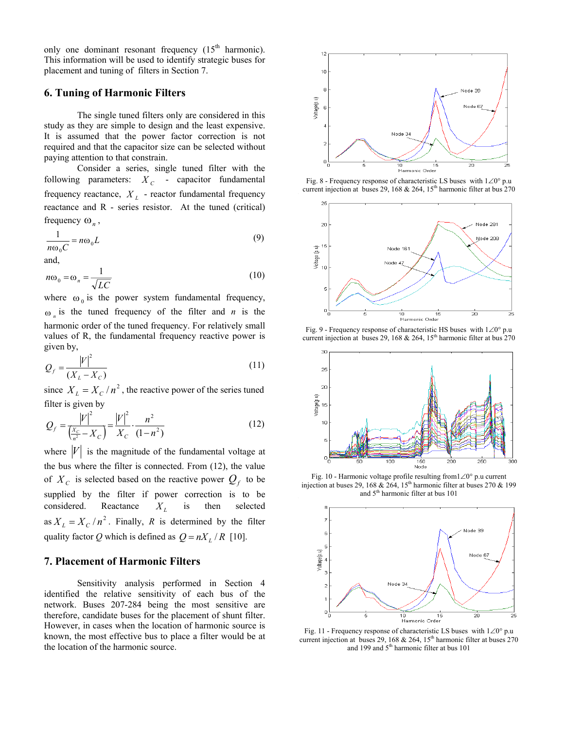only one dominant resonant frequency (15[th] harmonic). This information will be used to identify strategic buses for placement and tuning of filters in Section 7.

## 6. Tuning of Harmonic Filters

The single tuned filters only are considered in this study as they are simple to design and the least expensive. It is assumed that the power factor correction is not required and that the capacitor size can be selected without paying attention to that constrain.

Consider a series, single tuned filter with the following parameters: $X_C$ - capacitor fundamental frequency reactance, $X_L$ - reactor fundamental frequency reactance and R - series resistor. At the tuned (critical) frequency $\omega_n$,

$$\frac{1}{n\omega_0 C} = n\omega_0 L \tag{9}$$

and,

$$n\omega_0 = \omega_n = \frac{1}{\sqrt{LC}} \tag{10}$$

where $\omega_0$ is the power system fundamental frequency, $\omega_n$ is the tuned frequency of the filter and $n$ is the harmonic order of the tuned frequency. For relatively small values of R, the fundamental frequency reactive power is given by,

$$Q_f = \frac{|V|^2}{(X_L - X_C)} \tag{11}$$

since $X_L = X_C / n^2$, the reactive power of the series tuned filter is given by

$$Q_f = \frac{|V|^2}{\left(\frac{X_C}{n^2} - X_C\right)} = \frac{|V|^2}{X_C} \cdot \frac{n^2}{(1-n^2)} \tag{12}$$

where $|V|$ is the magnitude of the fundamental voltage at the bus where the filter is connected. From (12), the value of $X_C$ is selected based on the reactive power $Q_f$ to be supplied by the filter if power correction is to be considered. Reactance $X_L$ is then selected as $X_L = X_C / n^2$. Finally, $R$ is determined by the filter quality factor $Q$ which is defined as $Q = nX_L / R$ [10].

## 7. Placement of Harmonic Filters

Sensitivity analysis performed in Section 4 identified the relative sensitivity of each bus of the network. Buses 207-284 being the most sensitive are therefore, candidate buses for the placement of shunt filter. However, in cases when the location of harmonic source is known, the most effective bus to place a filter would be at the location of the harmonic source.

Fig. 8 - Frequency response of characteristic LS buses with 1∠0° p.u current injection at buses 29, 168 & 264, 15[th] harmonic filter at bus 270

Fig. 9 - Frequency response of characteristic HS buses with 1∠0° p.u current injection at buses 29, 168 & 264, 15[th] harmonic filter at bus 270

Fig. 10 - Harmonic voltage profile resulting from1∠0° p.u current injection at buses 29, 168 & 264, 15[th] harmonic filter at buses 270 & 199 and 5[th] harmonic filter at bus 101

Fig. 11 - Frequency response of characteristic LS buses with 1∠0° p.u current injection at buses 29, 168 & 264, 15[th] harmonic filter at buses 270 and 199 and 5[th] harmonic filter at bus 101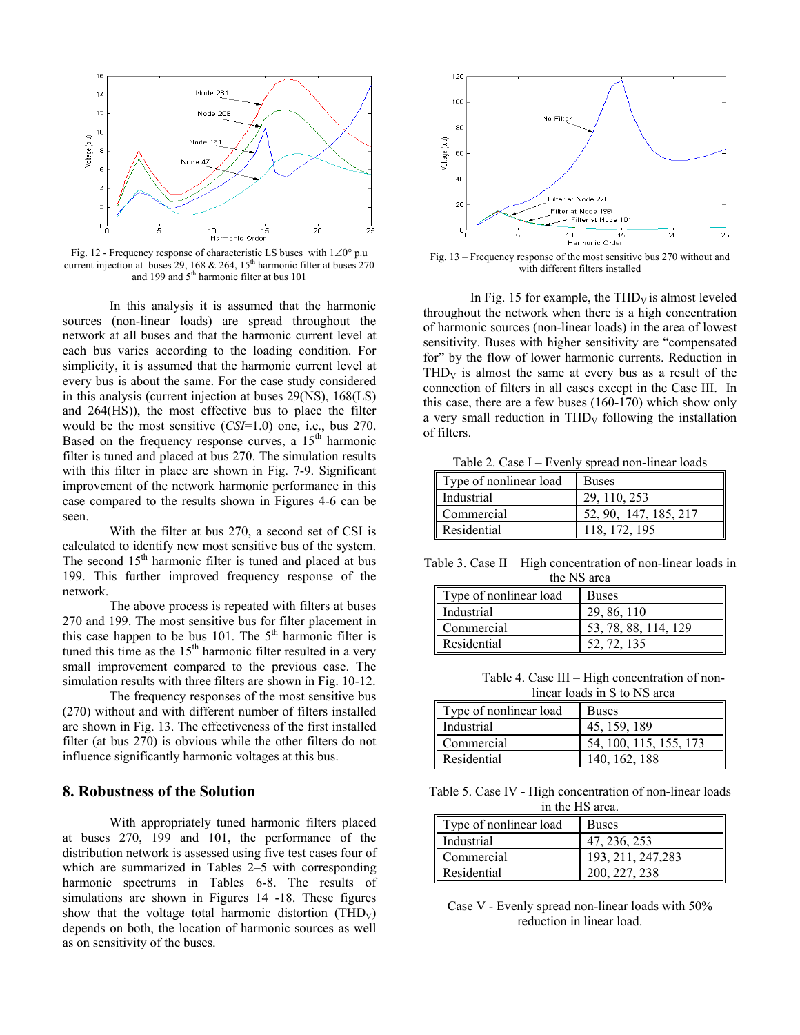Fig. 12 - Frequency response of characteristic LS buses with $1\angle 0°$ p.u current injection at buses 29, 168 & 264, 15[th] harmonic filter at buses 270 and 199 and 5[th] harmonic filter at bus 101

Fig. 13 – Frequency response of the most sensitive bus 270 without and with different filters installed

In this analysis it is assumed that the harmonic sources (non-linear loads) are spread throughout the network at all buses and that the harmonic current level at each bus varies according to the loading condition. For simplicity, it is assumed that the harmonic current level at every bus is about the same. For the case study considered in this analysis (current injection at buses 29(NS), 168(LS) and 264(HS)), the most effective bus to place the filter would be the most sensitive (*CSI*=1.0) one, i.e., bus 270. Based on the frequency response curves, a 15[th] harmonic filter is tuned and placed at bus 270. The simulation results with this filter in place are shown in Fig. 7-9. Significant improvement of the network harmonic performance in this case compared to the results shown in Figures 4-6 can be seen.

With the filter at bus 270, a second set of CSI is calculated to identify new most sensitive bus of the system. The second 15[th] harmonic filter is tuned and placed at bus 199. This further improved frequency response of the network.

The above process is repeated with filters at buses 270 and 199. The most sensitive bus for filter placement in this case happen to be bus 101. The 5[th] harmonic filter is tuned this time as the 15[th] harmonic filter resulted in a very small improvement compared to the previous case. The simulation results with three filters are shown in Fig. 10-12.

The frequency responses of the most sensitive bus (270) without and with different number of filters installed are shown in Fig. 13. The effectiveness of the first installed filter (at bus 270) is obvious while the other filters do not influence significantly harmonic voltages at this bus.

## 8. Robustness of the Solution

With appropriately tuned harmonic filters placed at buses 270, 199 and 101, the performance of the distribution network is assessed using five test cases four of which are summarized in Tables 2–5 with corresponding harmonic spectrums in Tables 6-8. The results of simulations are shown in Figures 14 -18. These figures show that the voltage total harmonic distortion ($THD_V$) depends on both, the location of harmonic sources as well as on sensitivity of the buses.

In Fig. 15 for example, the $THD_V$ is almost leveled throughout the network when there is a high concentration of harmonic sources (non-linear loads) in the area of lowest sensitivity. Buses with higher sensitivity are "compensated for" by the flow of lower harmonic currents. Reduction in $THD_V$ is almost the same at every bus as a result of the connection of filters in all cases except in the Case III. In this case, there are a few buses (160-170) which show only a very small reduction in $THD_V$ following the installation of filters.

Table 2. Case I – Evenly spread non-linear loads

| Type of nonlinear load | Buses |
|---|---|
| Industrial | 29, 110, 253 |
| Commercial | 52, 90, 147, 185, 217 |
| Residential | 118, 172, 195 |

Table 3. Case II – High concentration of non-linear loads in the NS area

| Type of nonlinear load | Buses |
|---|---|
| Industrial | 29, 86, 110 |
| Commercial | 53, 78, 88, 114, 129 |
| Residential | 52, 72, 135 |

Table 4. Case III – High concentration of non-linear loads in S to NS area

| Type of nonlinear load | Buses |
|---|---|
| Industrial | 45, 159, 189 |
| Commercial | 54, 100, 115, 155, 173 |
| Residential | 140, 162, 188 |

Table 5. Case IV - High concentration of non-linear loads in the HS area.

| Type of nonlinear load | Buses |
|---|---|
| Industrial | 47, 236, 253 |
| Commercial | 193, 211, 247,283 |
| Residential | 200, 227, 238 |

Case V - Evenly spread non-linear loads with 50% reduction in linear load.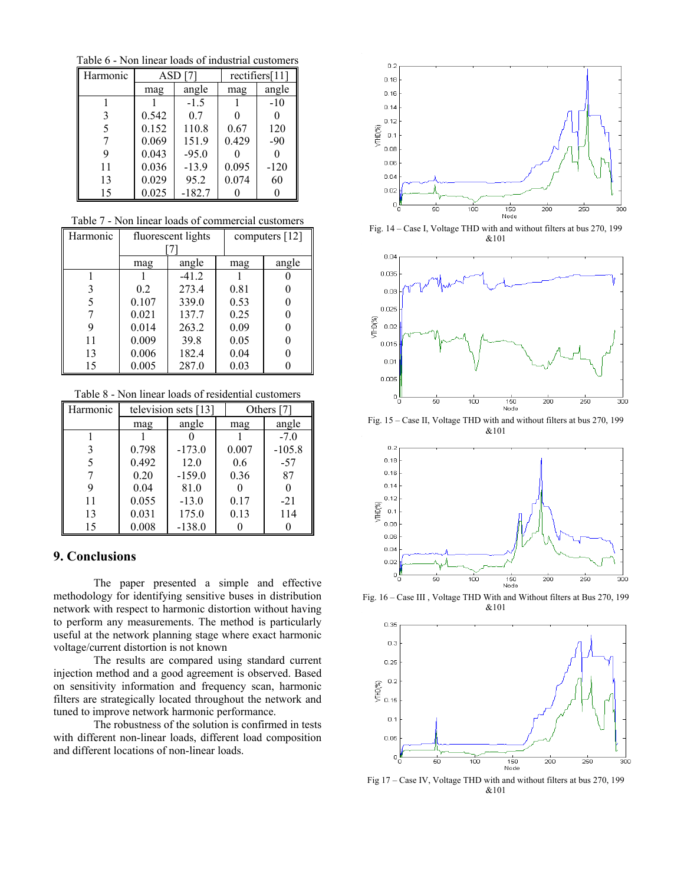Table 6 - Non linear loads of industrial customers

| Harmonic | ASD [7] | | rectifiers[11] | |
|---|---|---|---|---|
| | mag | angle | mag | angle |
| 1 | 1 | -1.5 | 1 | -10 |
| 3 | 0.542 | 0.7 | 0 | 0 |
| 5 | 0.152 | 110.8 | 0.67 | 120 |
| 7 | 0.069 | 151.9 | 0.429 | -90 |
| 9 | 0.043 | -95.0 | 0 | 0 |
| 11 | 0.036 | -13.9 | 0.095 | -120 |
| 13 | 0.029 | 95.2 | 0.074 | 60 |
| 15 | 0.025 | -182.7 | 0 | 0 |

Table 7 - Non linear loads of commercial customers

| Harmonic | fluorescent lights [7] | | computers [12] | |
|---|---|---|---|---|
| | mag | angle | mag | angle |
| 1 | 1 | -41.2 | 1 | 0 |
| 3 | 0.2 | 273.4 | 0.81 | 0 |
| 5 | 0.107 | 339.0 | 0.53 | 0 |
| 7 | 0.021 | 137.7 | 0.25 | 0 |
| 9 | 0.014 | 263.2 | 0.09 | 0 |
| 11 | 0.009 | 39.8 | 0.05 | 0 |
| 13 | 0.006 | 182.4 | 0.04 | 0 |
| 15 | 0.005 | 287.0 | 0.03 | 0 |

Table 8 - Non linear loads of residential customers

| Harmonic | television sets [13] | | Others [7] | |
|---|---|---|---|---|
| | mag | angle | mag | angle |
| 1 | 1 | 0 | 1 | -7.0 |
| 3 | 0.798 | -173.0 | 0.007 | -105.8 |
| 5 | 0.492 | 12.0 | 0.6 | -57 |
| 7 | 0.20 | -159.0 | 0.36 | 87 |
| 9 | 0.04 | 81.0 | 0 | 0 |
| 11 | 0.055 | -13.0 | 0.17 | -21 |
| 13 | 0.031 | 175.0 | 0.13 | 114 |
| 15 | 0.008 | -138.0 | 0 | 0 |

## 9. Conclusions

The paper presented a simple and effective methodology for identifying sensitive buses in distribution network with respect to harmonic distortion without having to perform any measurements. The method is particularly useful at the network planning stage where exact harmonic voltage/current distortion is not known

The results are compared using standard current injection method and a good agreement is observed. Based on sensitivity information and frequency scan, harmonic filters are strategically located throughout the network and tuned to improve network harmonic performance.

The robustness of the solution is confirmed in tests with different non-linear loads, different load composition and different locations of non-linear loads.

Fig. 14 – Case I, Voltage THD with and without filters at bus 270, 199 &101

Fig. 15 – Case II, Voltage THD with and without filters at bus 270, 199 &101

Fig. 16 – Case III , Voltage THD With and Without filters at Bus 270, 199 &101

Fig 17 – Case IV, Voltage THD with and without filters at bus 270, 199 &101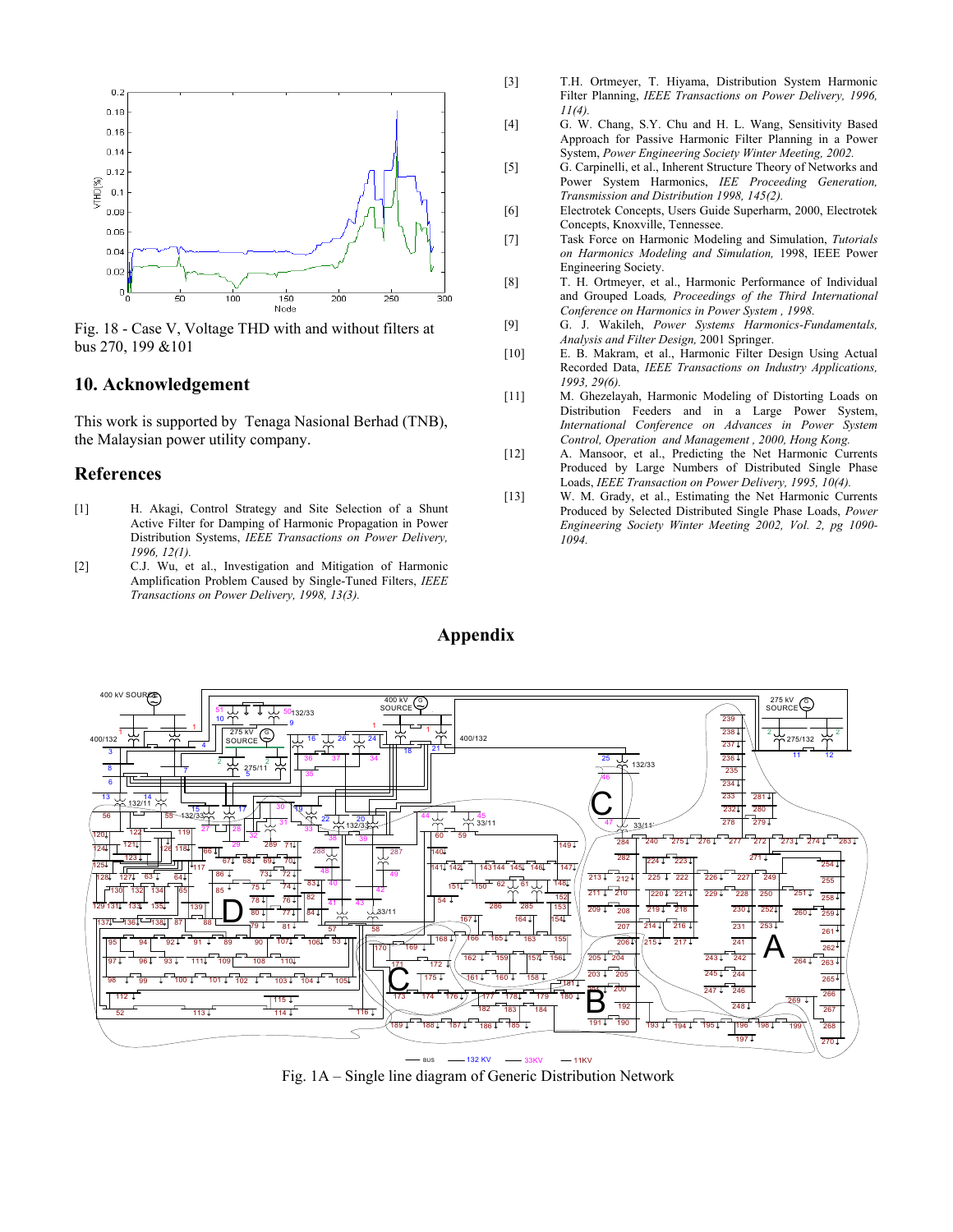Fig. 18 - Case V, Voltage THD with and without filters at bus 270, 199 &101

## 10. Acknowledgement

This work is supported by Tenaga Nasional Berhad (TNB), the Malaysian power utility company.

## References

[1] H. Akagi, Control Strategy and Site Selection of a Shunt Active Filter for Damping of Harmonic Propagation in Power Distribution Systems, *IEEE Transactions on Power Delivery, 1996, 12(1).*

[2] C.J. Wu, et al., Investigation and Mitigation of Harmonic Amplification Problem Caused by Single-Tuned Filters, *IEEE Transactions on Power Delivery, 1998, 13(3).*

[3] T.H. Ortmeyer, T. Hiyama, Distribution System Harmonic Filter Planning, *IEEE Transactions on Power Delivery, 1996, 11(4).*

[4] G. W. Chang, S.Y. Chu and H. L. Wang, Sensitivity Based Approach for Passive Harmonic Filter Planning in a Power System, *Power Engineering Society Winter Meeting, 2002.*

[5] G. Carpinelli, et al., Inherent Structure Theory of Networks and Power System Harmonics, *IEE Proceeding Generation, Transmission and Distribution 1998, 145(2).*

[6] Electrotek Concepts, Users Guide Superharm, 2000, Electrotek Concepts, Knoxville, Tennessee.

[7] Task Force on Harmonic Modeling and Simulation, *Tutorials on Harmonics Modeling and Simulation,* 1998, IEEE Power Engineering Society.

[8] T. H. Ortmeyer, et al., Harmonic Performance of Individual and Grouped Loads*, Proceedings of the Third International Conference on Harmonics in Power System , 1998.*

[9] G. J. Wakileh, *Power Systems Harmonics-Fundamentals, Analysis and Filter Design,* 2001 Springer.

[10] E. B. Makram, et al., Harmonic Filter Design Using Actual Recorded Data, *IEEE Transactions on Industry Applications, 1993, 29(6).*

[11] M. Ghezelayah, Harmonic Modeling of Distorting Loads on Distribution Feeders and in a Large Power System, *International Conference on Advances in Power System Control, Operation and Management , 2000, Hong Kong.*

[12] A. Mansoor, et al., Predicting the Net Harmonic Currents Produced by Large Numbers of Distributed Single Phase Loads, *IEEE Transaction on Power Delivery, 1995, 10(4).*

[13] W. M. Grady, et al., Estimating the Net Harmonic Currents Produced by Selected Distributed Single Phase Loads, *Power Engineering Society Winter Meeting 2002, Vol. 2, pg 1090-1094.*

## Appendix

Fig. 1A – Single line diagram of Generic Distribution Network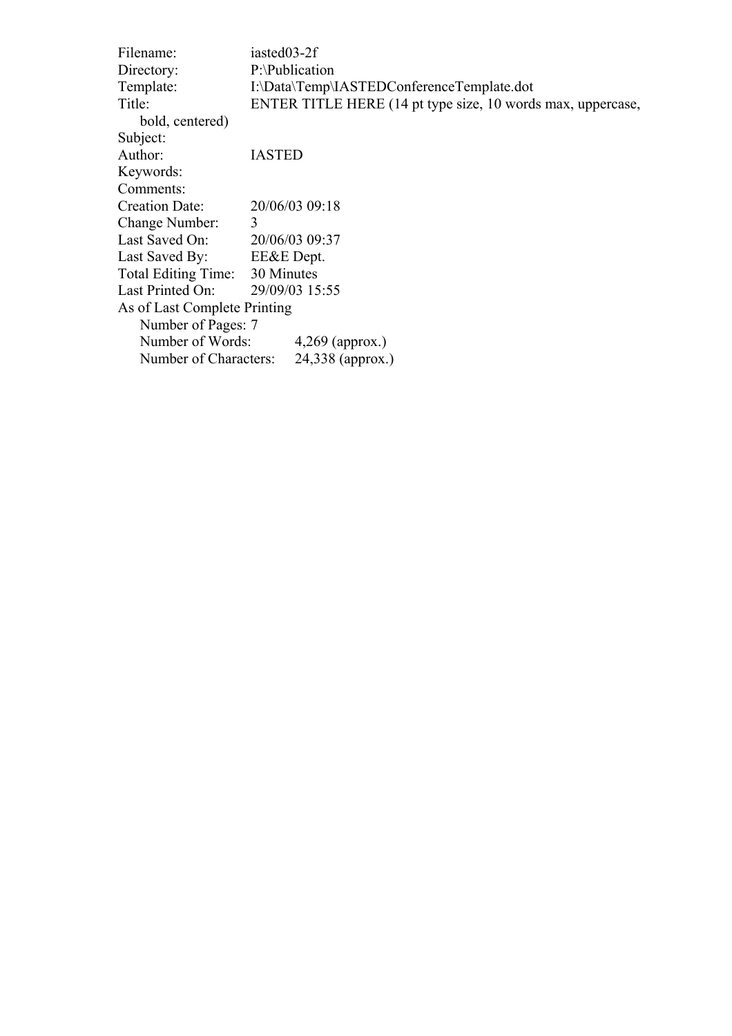Filename: iasted03-2f
Directory: P:\Publication
Template: I:\Data\Temp\IASTEDConferenceTemplate.dot
Title: ENTER TITLE HERE (14 pt type size, 10 words max, uppercase, bold, centered)
Subject:
Author: IASTED
Keywords:
Comments:
Creation Date: 20/06/03 09:18
Change Number: 3
Last Saved On: 20/06/03 09:37
Last Saved By: EE&E Dept.
Total Editing Time: 30 Minutes
Last Printed On: 29/09/03 15:55
As of Last Complete Printing
Number of Pages: 7
Number of Words: 4,269 (approx.)
Number of Characters: 24,338 (approx.)